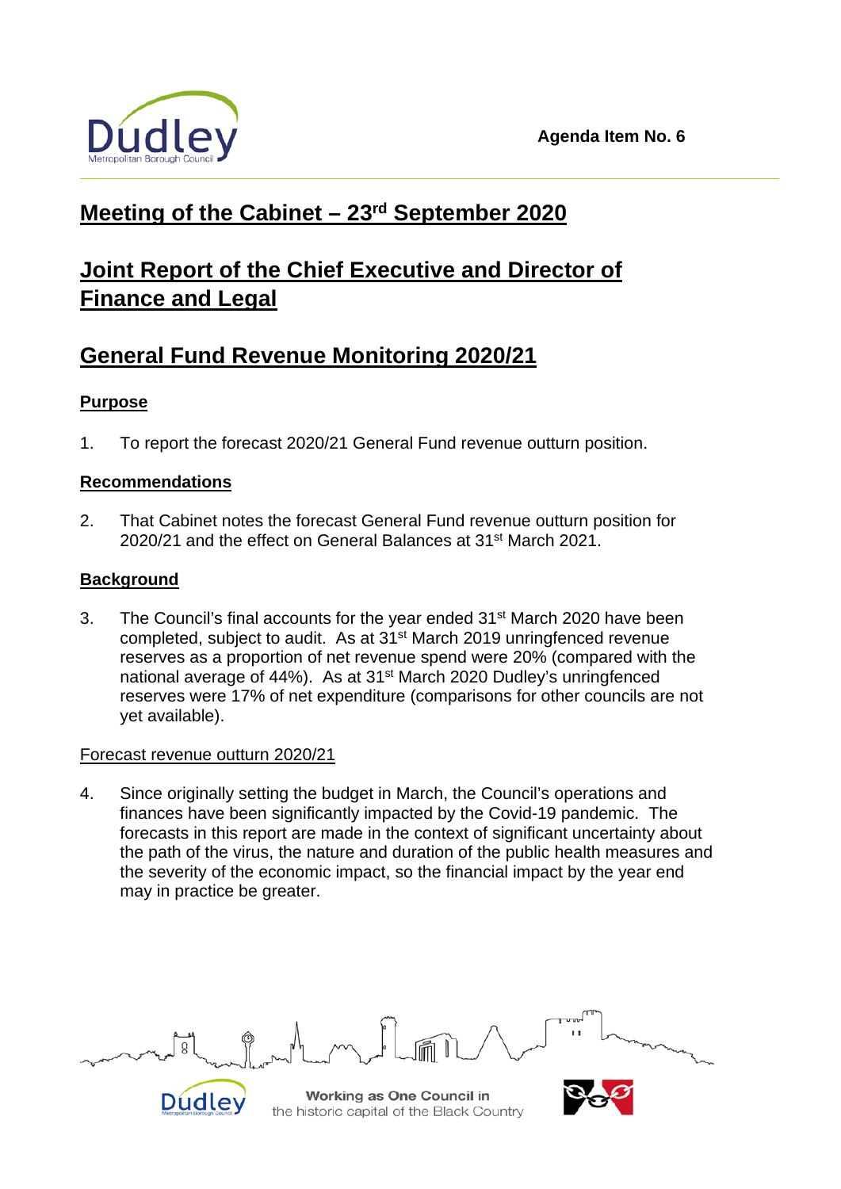Agenda Item No. 6

# Meeting of the Cabinet – 23rd September 2020

# Joint Report of the Chief Executive and Director of Finance and Legal

# General Fund Revenue Monitoring 2020/21

## Purpose

1. To report the forecast 2020/21 General Fund revenue outturn position.

## Recommendations

2. That Cabinet notes the forecast General Fund revenue outturn position for 2020/21 and the effect on General Balances at 31st March 2021.

## Background

3. The Council's final accounts for the year ended 31st March 2020 have been completed, subject to audit. As at 31st March 2019 unringfenced revenue reserves as a proportion of net revenue spend were 20% (compared with the national average of 44%). As at 31st March 2020 Dudley's unringfenced reserves were 17% of net expenditure (comparisons for other councils are not yet available).

### Forecast revenue outturn 2020/21

4. Since originally setting the budget in March, the Council's operations and finances have been significantly impacted by the Covid-19 pandemic. The forecasts in this report are made in the context of significant uncertainty about the path of the virus, the nature and duration of the public health measures and the severity of the economic impact, so the financial impact by the year end may in practice be greater.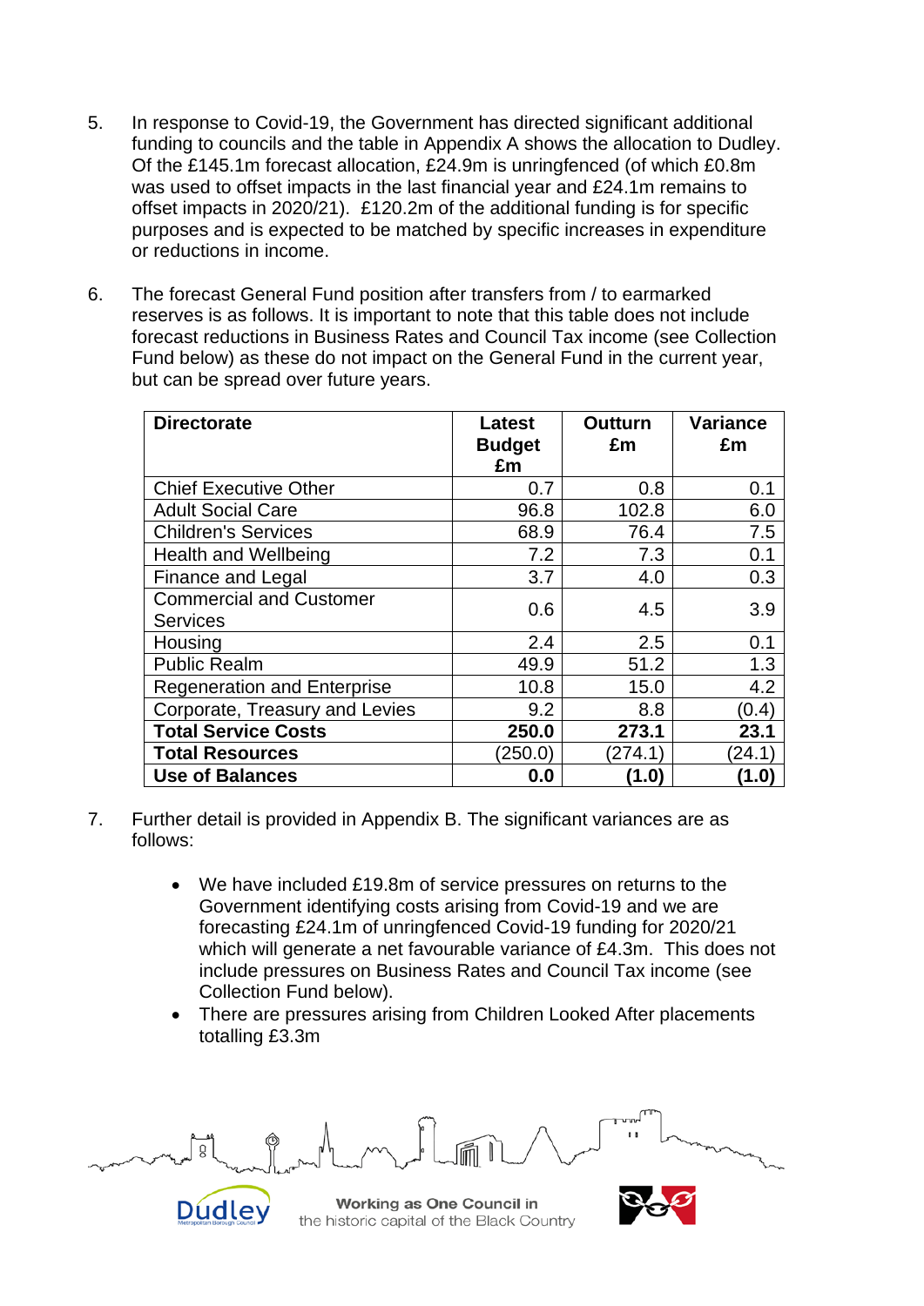5. In response to Covid-19, the Government has directed significant additional funding to councils and the table in Appendix A shows the allocation to Dudley. Of the £145.1m forecast allocation, £24.9m is unringfenced (of which £0.8m was used to offset impacts in the last financial year and £24.1m remains to offset impacts in 2020/21). £120.2m of the additional funding is for specific purposes and is expected to be matched by specific increases in expenditure or reductions in income.

6. The forecast General Fund position after transfers from / to earmarked reserves is as follows. It is important to note that this table does not include forecast reductions in Business Rates and Council Tax income (see Collection Fund below) as these do not impact on the General Fund in the current year, but can be spread over future years.

| Directorate | Latest Budget £m | Outturn £m | Variance £m |
|---|---|---|---|
| Chief Executive Other | 0.7 | 0.8 | 0.1 |
| Adult Social Care | 96.8 | 102.8 | 6.0 |
| Children's Services | 68.9 | 76.4 | 7.5 |
| Health and Wellbeing | 7.2 | 7.3 | 0.1 |
| Finance and Legal | 3.7 | 4.0 | 0.3 |
| Commercial and Customer Services | 0.6 | 4.5 | 3.9 |
| Housing | 2.4 | 2.5 | 0.1 |
| Public Realm | 49.9 | 51.2 | 1.3 |
| Regeneration and Enterprise | 10.8 | 15.0 | 4.2 |
| Corporate, Treasury and Levies | 9.2 | 8.8 | (0.4) |
| **Total Service Costs** | **250.0** | **273.1** | **23.1** |
| **Total Resources** | (250.0) | (274.1) | (24.1) |
| **Use of Balances** | **0.0** | **(1.0)** | **(1.0)** |

7. Further detail is provided in Appendix B. The significant variances are as follows:

   - We have included £19.8m of service pressures on returns to the Government identifying costs arising from Covid-19 and we are forecasting £24.1m of unringfenced Covid-19 funding for 2020/21 which will generate a net favourable variance of £4.3m. This does not include pressures on Business Rates and Council Tax income (see Collection Fund below).
   - There are pressures arising from Children Looked After placements totalling £3.3m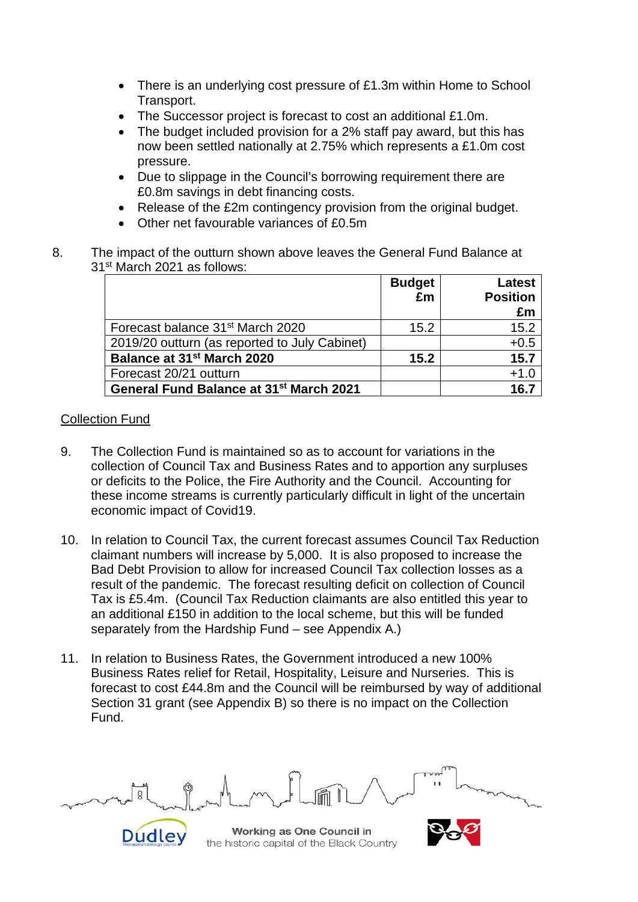- There is an underlying cost pressure of £1.3m within Home to School Transport.
- The Successor project is forecast to cost an additional £1.0m.
- The budget included provision for a 2% staff pay award, but this has now been settled nationally at 2.75% which represents a £1.0m cost pressure.
- Due to slippage in the Council's borrowing requirement there are £0.8m savings in debt financing costs.
- Release of the £2m contingency provision from the original budget.
- Other net favourable variances of £0.5m

8. The impact of the outturn shown above leaves the General Fund Balance at 31st March 2021 as follows:

| | Budget £m | Latest Position £m |
|---|---|---|
| Forecast balance 31st March 2020 | 15.2 | 15.2 |
| 2019/20 outturn (as reported to July Cabinet) | | +0.5 |
| **Balance at 31st March 2020** | **15.2** | **15.7** |
| Forecast 20/21 outturn | | +1.0 |
| **General Fund Balance at 31st March 2021** | | **16.7** |

<u>Collection Fund</u>

9. The Collection Fund is maintained so as to account for variations in the collection of Council Tax and Business Rates and to apportion any surpluses or deficits to the Police, the Fire Authority and the Council. Accounting for these income streams is currently particularly difficult in light of the uncertain economic impact of Covid19.

10. In relation to Council Tax, the current forecast assumes Council Tax Reduction claimant numbers will increase by 5,000. It is also proposed to increase the Bad Debt Provision to allow for increased Council Tax collection losses as a result of the pandemic. The forecast resulting deficit on collection of Council Tax is £5.4m. (Council Tax Reduction claimants are also entitled this year to an additional £150 in addition to the local scheme, but this will be funded separately from the Hardship Fund – see Appendix A.)

11. In relation to Business Rates, the Government introduced a new 100% Business Rates relief for Retail, Hospitality, Leisure and Nurseries. This is forecast to cost £44.8m and the Council will be reimbursed by way of additional Section 31 grant (see Appendix B) so there is no impact on the Collection Fund.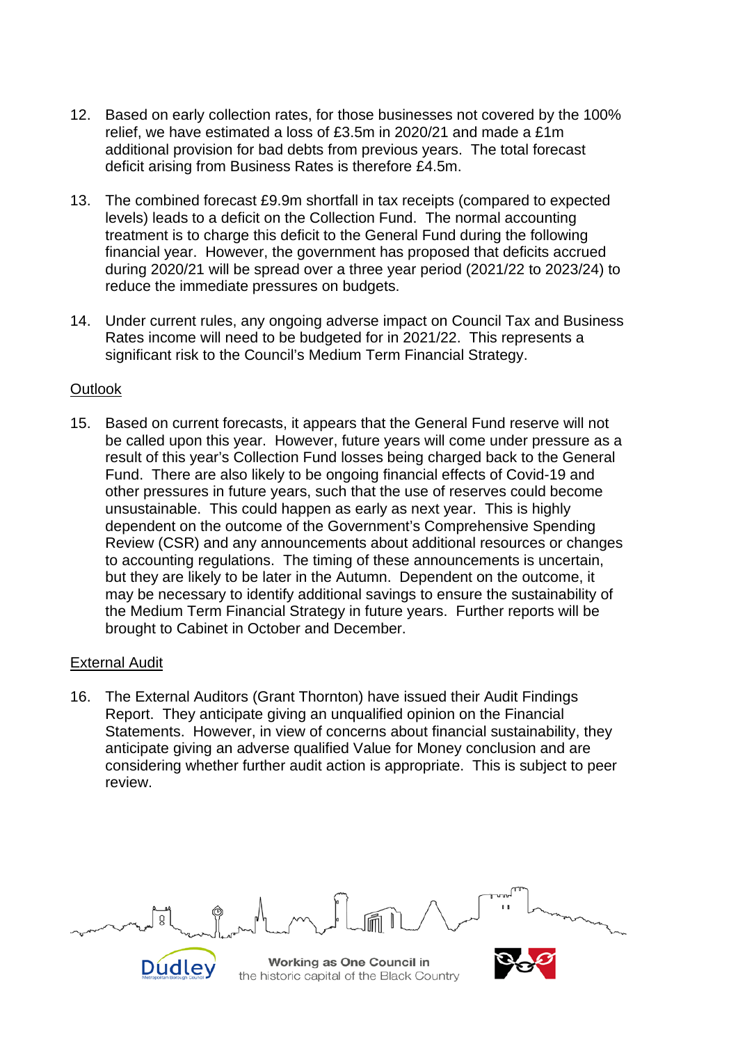12. Based on early collection rates, for those businesses not covered by the 100% relief, we have estimated a loss of £3.5m in 2020/21 and made a £1m additional provision for bad debts from previous years. The total forecast deficit arising from Business Rates is therefore £4.5m.

13. The combined forecast £9.9m shortfall in tax receipts (compared to expected levels) leads to a deficit on the Collection Fund. The normal accounting treatment is to charge this deficit to the General Fund during the following financial year. However, the government has proposed that deficits accrued during 2020/21 will be spread over a three year period (2021/22 to 2023/24) to reduce the immediate pressures on budgets.

14. Under current rules, any ongoing adverse impact on Council Tax and Business Rates income will need to be budgeted for in 2021/22. This represents a significant risk to the Council's Medium Term Financial Strategy.

<u>Outlook</u>

15. Based on current forecasts, it appears that the General Fund reserve will not be called upon this year. However, future years will come under pressure as a result of this year's Collection Fund losses being charged back to the General Fund. There are also likely to be ongoing financial effects of Covid-19 and other pressures in future years, such that the use of reserves could become unsustainable. This could happen as early as next year. This is highly dependent on the outcome of the Government's Comprehensive Spending Review (CSR) and any announcements about additional resources or changes to accounting regulations. The timing of these announcements is uncertain, but they are likely to be later in the Autumn. Dependent on the outcome, it may be necessary to identify additional savings to ensure the sustainability of the Medium Term Financial Strategy in future years. Further reports will be brought to Cabinet in October and December.

<u>External Audit</u>

16. The External Auditors (Grant Thornton) have issued their Audit Findings Report. They anticipate giving an unqualified opinion on the Financial Statements. However, in view of concerns about financial sustainability, they anticipate giving an adverse qualified Value for Money conclusion and are considering whether further audit action is appropriate. This is subject to peer review.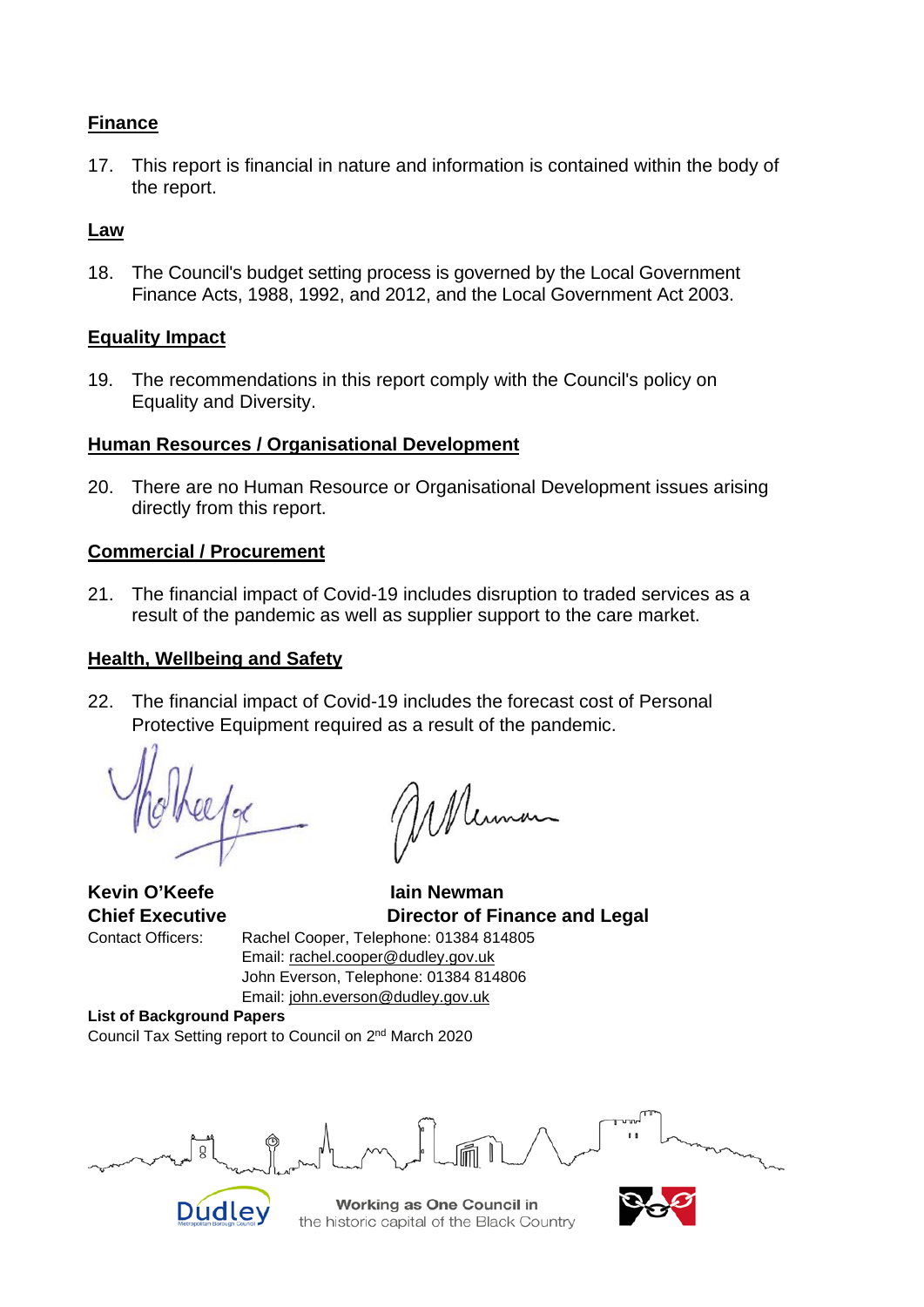## Finance

17. This report is financial in nature and information is contained within the body of the report.

## Law

18. The Council's budget setting process is governed by the Local Government Finance Acts, 1988, 1992, and 2012, and the Local Government Act 2003.

## Equality Impact

19. The recommendations in this report comply with the Council's policy on Equality and Diversity.

## Human Resources / Organisational Development

20. There are no Human Resource or Organisational Development issues arising directly from this report.

## Commercial / Procurement

21. The financial impact of Covid-19 includes disruption to traded services as a result of the pandemic as well as supplier support to the care market.

## Health, Wellbeing and Safety

22. The financial impact of Covid-19 includes the forecast cost of Personal Protective Equipment required as a result of the pandemic.

**Kevin O'Keefe**
**Chief Executive**

**Iain Newman**
**Director of Finance and Legal**

Contact Officers: Rachel Cooper, Telephone: 01384 814805
Email: rachel.cooper@dudley.gov.uk
John Everson, Telephone: 01384 814806
Email: john.everson@dudley.gov.uk

**List of Background Papers**

Council Tax Setting report to Council on 2nd March 2020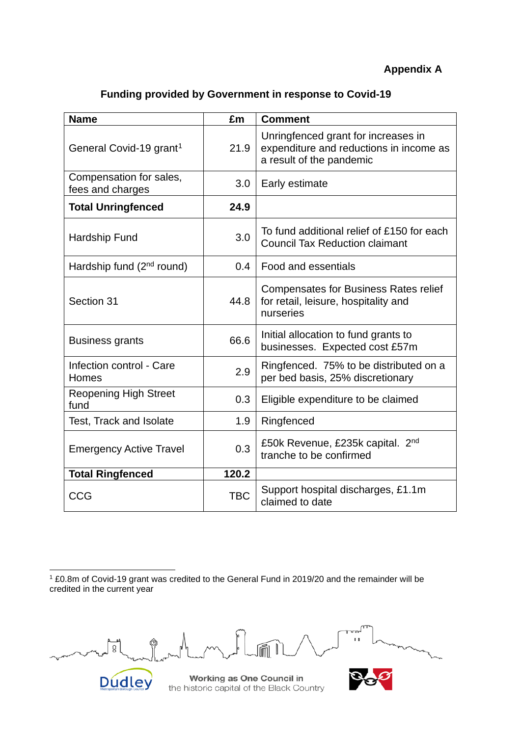**Appendix A**

## Funding provided by Government in response to Covid-19

| Name | £m | Comment |
|---|---|---|
| General Covid-19 grant[1] | 21.9 | Unringfenced grant for increases in expenditure and reductions in income as a result of the pandemic |
| Compensation for sales, fees and charges | 3.0 | Early estimate |
| **Total Unringfenced** | **24.9** | |
| Hardship Fund | 3.0 | To fund additional relief of £150 for each Council Tax Reduction claimant |
| Hardship fund (2nd round) | 0.4 | Food and essentials |
| Section 31 | 44.8 | Compensates for Business Rates relief for retail, leisure, hospitality and nurseries |
| Business grants | 66.6 | Initial allocation to fund grants to businesses. Expected cost £57m |
| Infection control - Care Homes | 2.9 | Ringfenced. 75% to be distributed on a per bed basis, 25% discretionary |
| Reopening High Street fund | 0.3 | Eligible expenditure to be claimed |
| Test, Track and Isolate | 1.9 | Ringfenced |
| Emergency Active Travel | 0.3 | £50k Revenue, £235k capital. 2nd tranche to be confirmed |
| **Total Ringfenced** | **120.2** | |
| CCG | TBC | Support hospital discharges, £1.1m claimed to date |

[1] £0.8m of Covid-19 grant was credited to the General Fund in 2019/20 and the remainder will be credited in the current year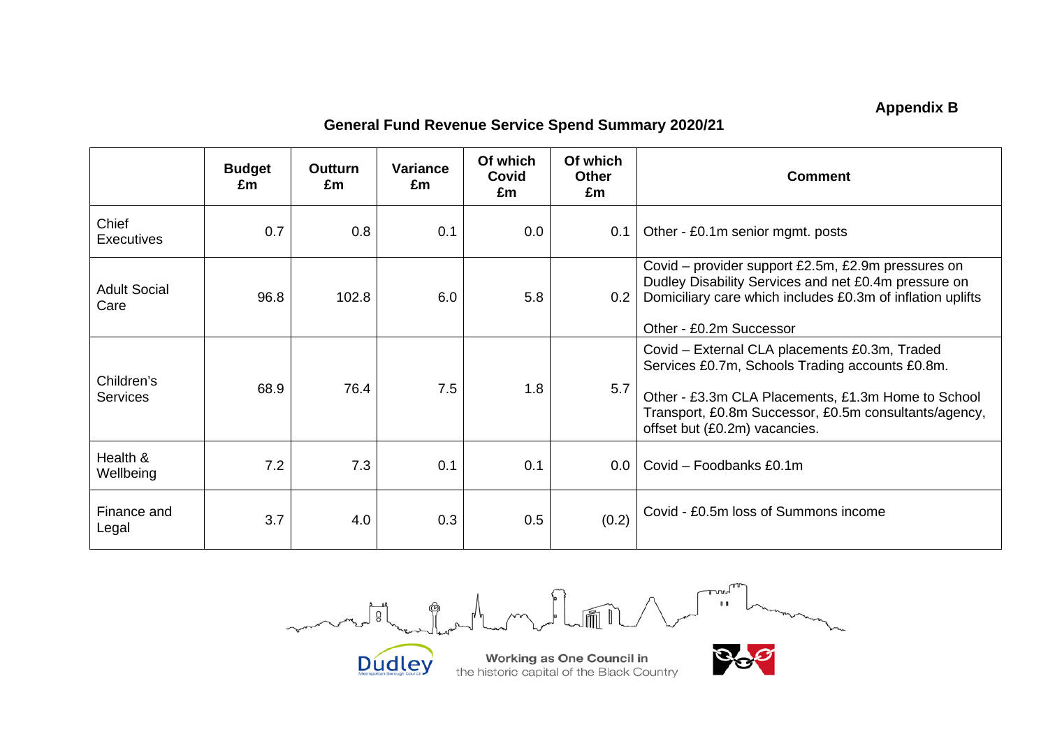**Appendix B**

## General Fund Revenue Service Spend Summary 2020/21

| | Budget £m | Outturn £m | Variance £m | Of which Covid £m | Of which Other £m | Comment |
|---|---|---|---|---|---|---|
| Chief Executives | 0.7 | 0.8 | 0.1 | 0.0 | 0.1 | Other - £0.1m senior mgmt. posts |
| Adult Social Care | 96.8 | 102.8 | 6.0 | 5.8 | 0.2 | Covid – provider support £2.5m, £2.9m pressures on Dudley Disability Services and net £0.4m pressure on Domiciliary care which includes £0.3m of inflation uplifts<br><br>Other - £0.2m Successor |
| Children's Services | 68.9 | 76.4 | 7.5 | 1.8 | 5.7 | Covid – External CLA placements £0.3m, Traded Services £0.7m, Schools Trading accounts £0.8m.<br><br>Other - £3.3m CLA Placements, £1.3m Home to School Transport, £0.8m Successor, £0.5m consultants/agency, offset but (£0.2m) vacancies. |
| Health & Wellbeing | 7.2 | 7.3 | 0.1 | 0.1 | 0.0 | Covid – Foodbanks £0.1m |
| Finance and Legal | 3.7 | 4.0 | 0.3 | 0.5 | (0.2) | Covid - £0.5m loss of Summons income |

Working as One Council in the historic capital of the Black Country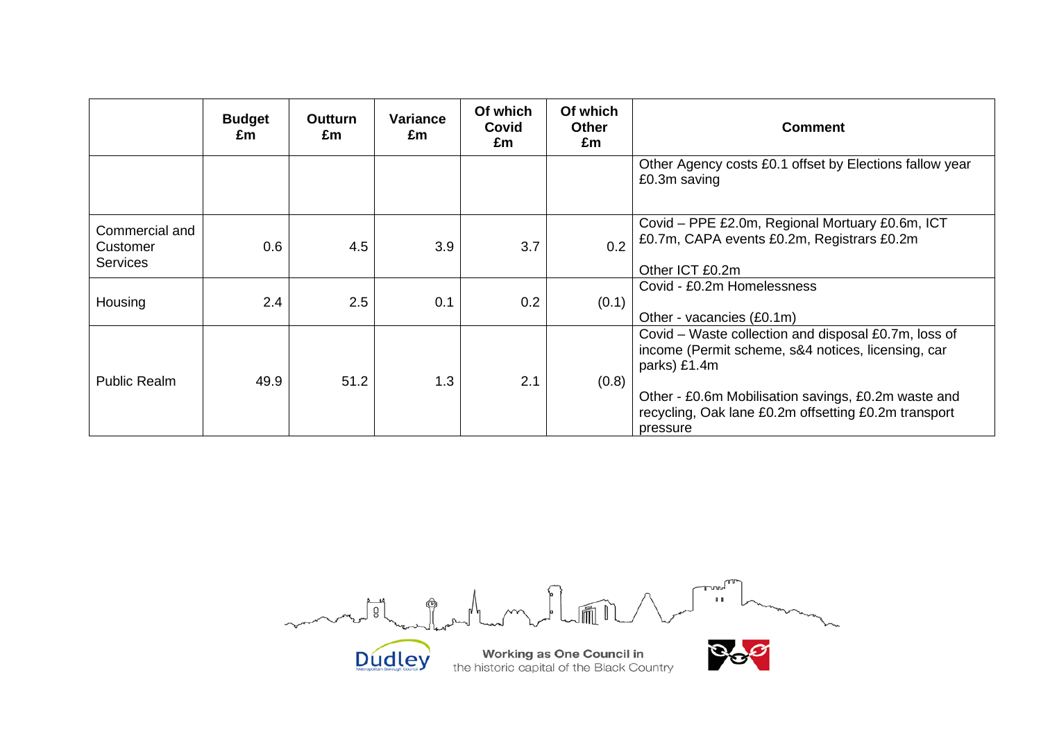| | Budget £m | Outturn £m | Variance £m | Of which Covid £m | Of which Other £m | Comment |
|---|---|---|---|---|---|---|
| | | | | | | Other Agency costs £0.1 offset by Elections fallow year £0.3m saving |
| Commercial and Customer Services | 0.6 | 4.5 | 3.9 | 3.7 | 0.2 | Covid – PPE £2.0m, Regional Mortuary £0.6m, ICT £0.7m, CAPA events £0.2m, Registrars £0.2m<br><br>Other ICT £0.2m |
| Housing | 2.4 | 2.5 | 0.1 | 0.2 | (0.1) | Covid - £0.2m Homelessness<br><br>Other - vacancies (£0.1m) |
| Public Realm | 49.9 | 51.2 | 1.3 | 2.1 | (0.8) | Covid – Waste collection and disposal £0.7m, loss of income (Permit scheme, s&4 notices, licensing, car parks) £1.4m<br><br>Other - £0.6m Mobilisation savings, £0.2m waste and recycling, Oak lane £0.2m offsetting £0.2m transport pressure |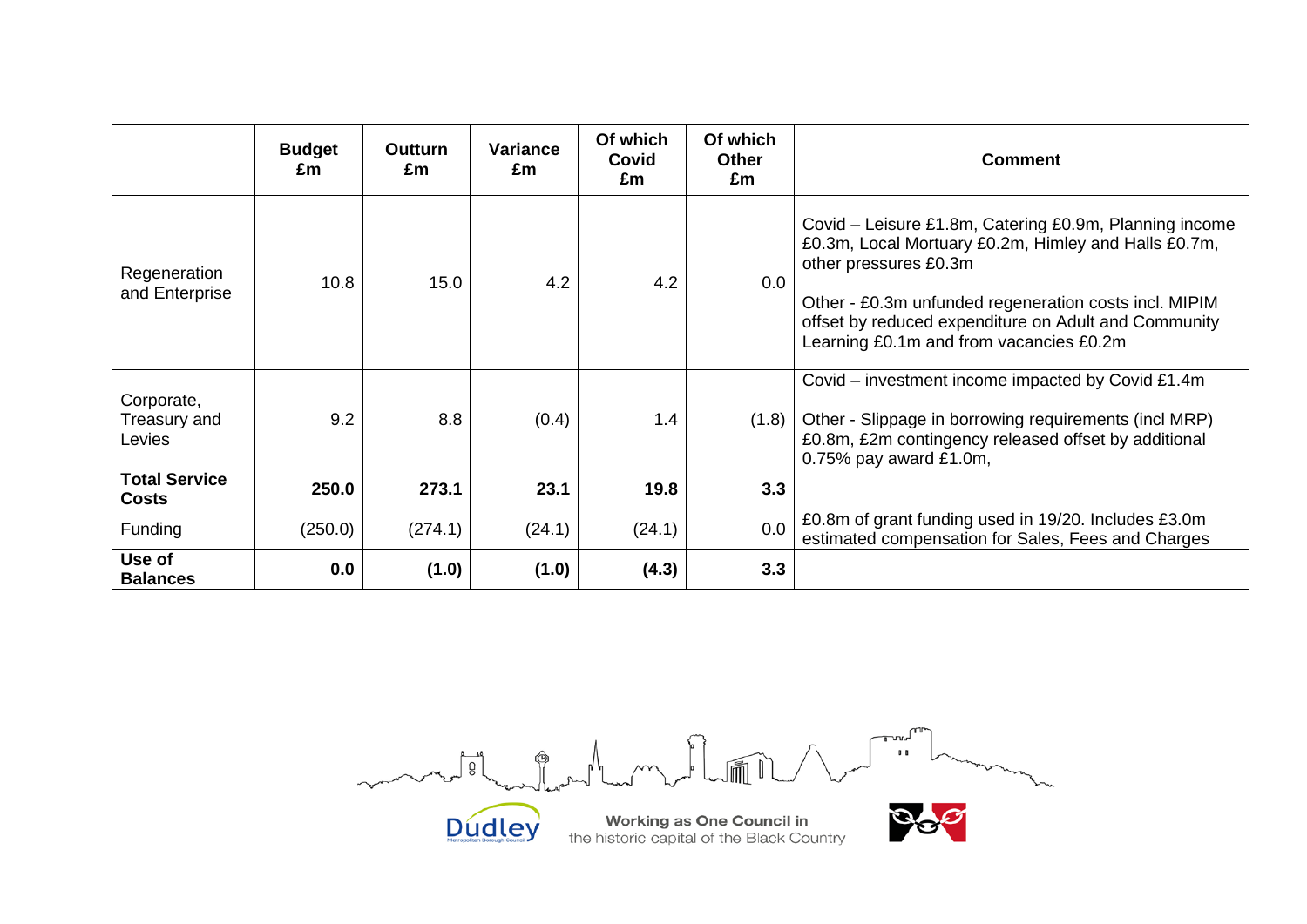| | Budget £m | Outturn £m | Variance £m | Of which Covid £m | Of which Other £m | Comment |
|---|---|---|---|---|---|---|
| Regeneration and Enterprise | 10.8 | 15.0 | 4.2 | 4.2 | 0.0 | Covid – Leisure £1.8m, Catering £0.9m, Planning income £0.3m, Local Mortuary £0.2m, Himley and Halls £0.7m, other pressures £0.3m<br><br>Other - £0.3m unfunded regeneration costs incl. MIPIM offset by reduced expenditure on Adult and Community Learning £0.1m and from vacancies £0.2m |
| Corporate, Treasury and Levies | 9.2 | 8.8 | (0.4) | 1.4 | (1.8) | Covid – investment income impacted by Covid £1.4m<br><br>Other - Slippage in borrowing requirements (incl MRP) £0.8m, £2m contingency released offset by additional 0.75% pay award £1.0m, |
| **Total Service Costs** | **250.0** | **273.1** | **23.1** | **19.8** | **3.3** | |
| Funding | (250.0) | (274.1) | (24.1) | (24.1) | 0.0 | £0.8m of grant funding used in 19/20. Includes £3.0m estimated compensation for Sales, Fees and Charges |
| **Use of Balances** | **0.0** | **(1.0)** | **(1.0)** | **(4.3)** | **3.3** | |